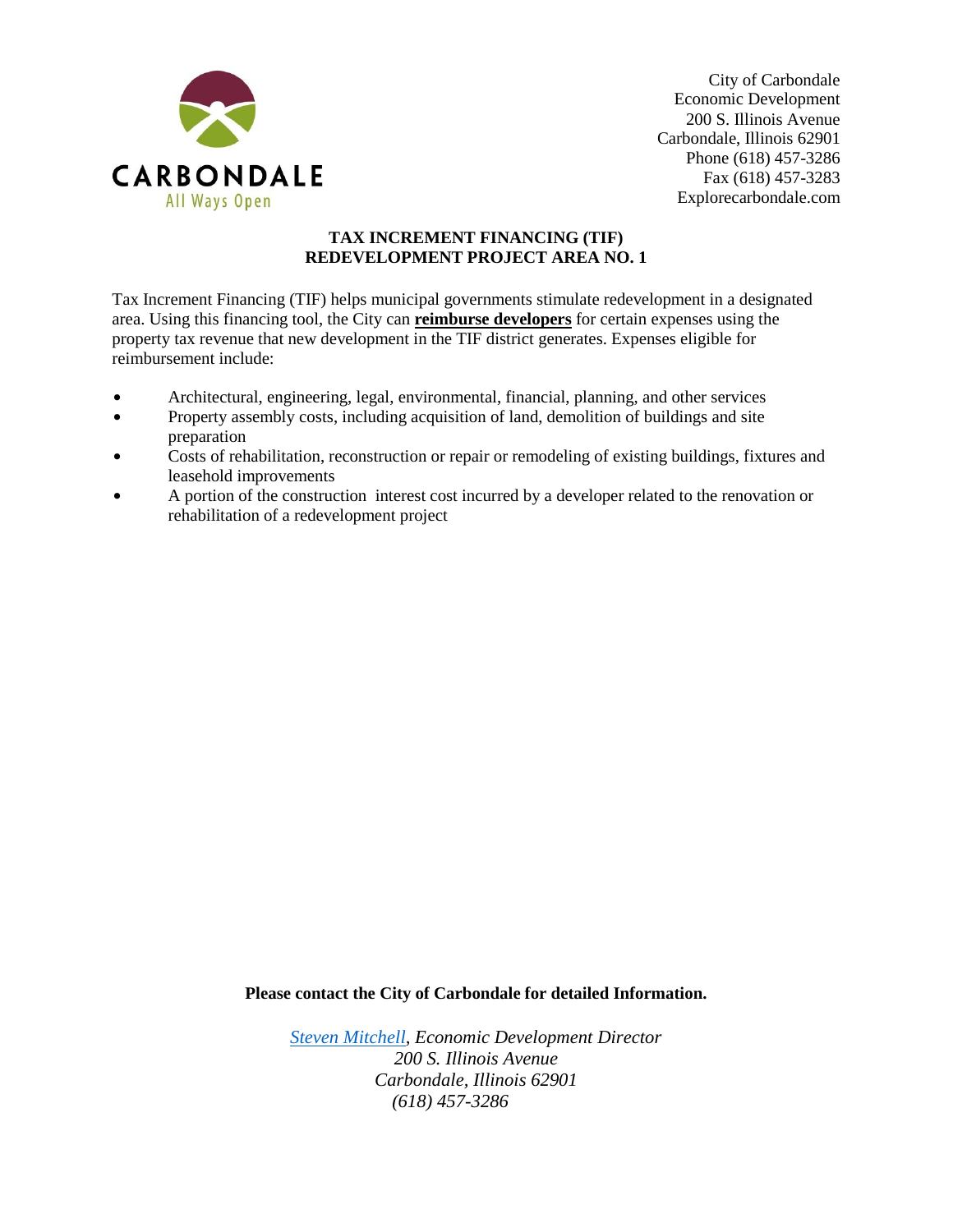CARBONDALE

All Ways Open

City of Carbondale
Economic Development
200 S. Illinois Avenue
Carbondale, Illinois 62901
Phone (618) 457-3286
Fax (618) 457-3283
Explorecarbondale.com

## TAX INCREMENT FINANCING (TIF)
## REDEVELOPMENT PROJECT AREA NO. 1

Tax Increment Financing (TIF) helps municipal governments stimulate redevelopment in a designated area. Using this financing tool, the City can **reimburse developers** for certain expenses using the property tax revenue that new development in the TIF district generates. Expenses eligible for reimbursement include:

- Architectural, engineering, legal, environmental, financial, planning, and other services
- Property assembly costs, including acquisition of land, demolition of buildings and site preparation
- Costs of rehabilitation, reconstruction or repair or remodeling of existing buildings, fixtures and leasehold improvements
- A portion of the construction interest cost incurred by a developer related to the renovation or rehabilitation of a redevelopment project

**Please contact the City of Carbondale for detailed Information.**

*Steven Mitchell, Economic Development Director*
*200 S. Illinois Avenue*
*Carbondale, Illinois 62901*
*(618) 457-3286*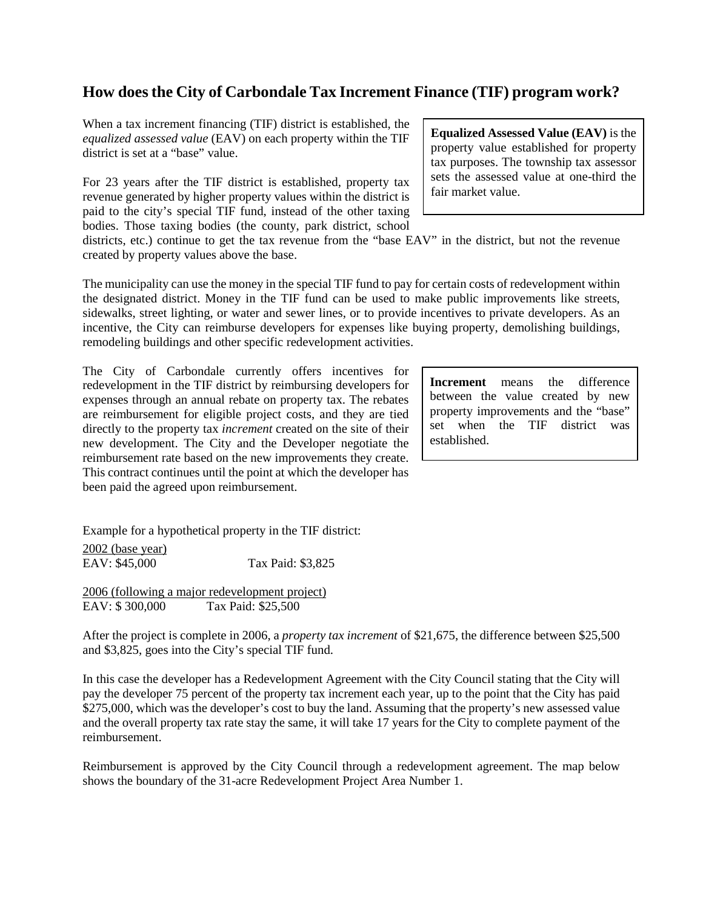## How does the City of Carbondale Tax Increment Finance (TIF) program work?

When a tax increment financing (TIF) district is established, the *equalized assessed value* (EAV) on each property within the TIF district is set at a "base" value.

> **Equalized Assessed Value (EAV)** is the property value established for property tax purposes. The township tax assessor sets the assessed value at one-third the fair market value.

For 23 years after the TIF district is established, property tax revenue generated by higher property values within the district is paid to the city's special TIF fund, instead of the other taxing bodies. Those taxing bodies (the county, park district, school districts, etc.) continue to get the tax revenue from the "base EAV" in the district, but not the revenue created by property values above the base.

The municipality can use the money in the special TIF fund to pay for certain costs of redevelopment within the designated district. Money in the TIF fund can be used to make public improvements like streets, sidewalks, street lighting, or water and sewer lines, or to provide incentives to private developers. As an incentive, the City can reimburse developers for expenses like buying property, demolishing buildings, remodeling buildings and other specific redevelopment activities.

The City of Carbondale currently offers incentives for redevelopment in the TIF district by reimbursing developers for expenses through an annual rebate on property tax. The rebates are reimbursement for eligible project costs, and they are tied directly to the property tax *increment* created on the site of their new development. The City and the Developer negotiate the reimbursement rate based on the new improvements they create. This contract continues until the point at which the developer has been paid the agreed upon reimbursement.

> **Increment** means the difference between the value created by new property improvements and the "base" set when the TIF district was established.

Example for a hypothetical property in the TIF district:

<u>2002 (base year)</u>
EAV: $45,000 Tax Paid: $3,825

<u>2006 (following a major redevelopment project)</u>
EAV: $ 300,000 Tax Paid: $25,500

After the project is complete in 2006, a *property tax increment* of $21,675, the difference between $25,500 and $3,825, goes into the City's special TIF fund.

In this case the developer has a Redevelopment Agreement with the City Council stating that the City will pay the developer 75 percent of the property tax increment each year, up to the point that the City has paid $275,000, which was the developer's cost to buy the land. Assuming that the property's new assessed value and the overall property tax rate stay the same, it will take 17 years for the City to complete payment of the reimbursement.

Reimbursement is approved by the City Council through a redevelopment agreement. The map below shows the boundary of the 31-acre Redevelopment Project Area Number 1.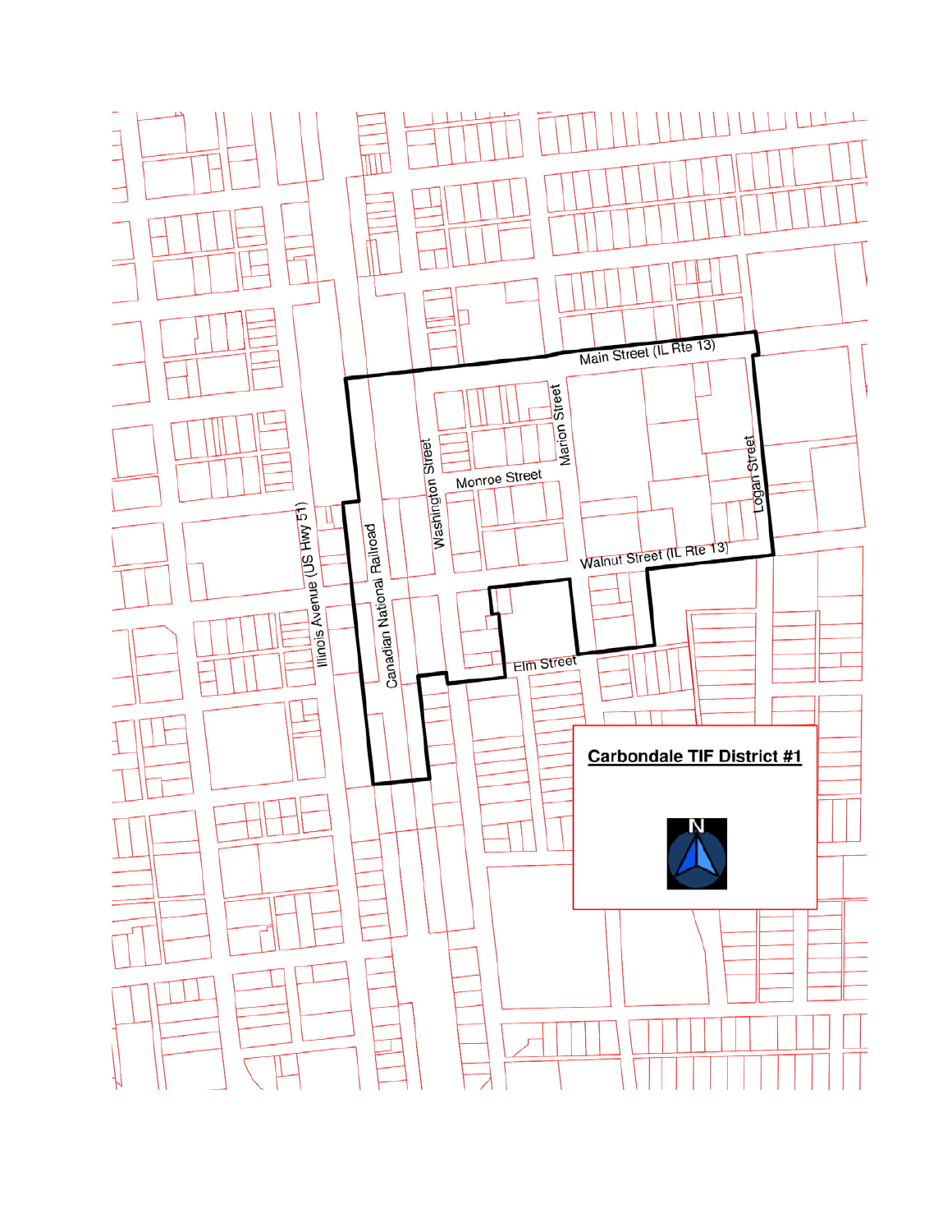Main Street (IL Rte 13)

Marion Street

Washington Street

Monroe Street

Logan Street

Illinois Avenue (US Hwy 51)

Canadian National Railroad

Walnut Street (IL Rte 13)

Elm Street

**Carbondale TIF District #1**

N